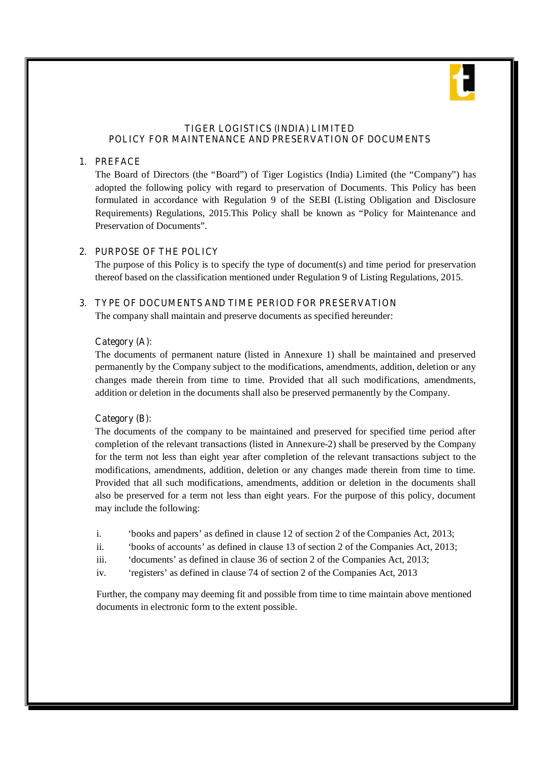# TIGER LOGISTICS (INDIA) LIMITED
# POLICY FOR MAINTENANCE AND PRESERVATION OF DOCUMENTS

## 1. PREFACE

The Board of Directors (the "Board") of Tiger Logistics (India) Limited (the "Company") has adopted the following policy with regard to preservation of Documents. This Policy has been formulated in accordance with Regulation 9 of the SEBI (Listing Obligation and Disclosure Requirements) Regulations, 2015.This Policy shall be known as "Policy for Maintenance and Preservation of Documents".

## 2. PURPOSE OF THE POLICY

The purpose of this Policy is to specify the type of document(s) and time period for preservation thereof based on the classification mentioned under Regulation 9 of Listing Regulations, 2015.

## 3. TYPE OF DOCUMENTS AND TIME PERIOD FOR PRESERVATION

The company shall maintain and preserve documents as specified hereunder:

### Category (A):

The documents of permanent nature (listed in Annexure 1) shall be maintained and preserved permanently by the Company subject to the modifications, amendments, addition, deletion or any changes made therein from time to time. Provided that all such modifications, amendments, addition or deletion in the documents shall also be preserved permanently by the Company.

### Category (B):

The documents of the company to be maintained and preserved for specified time period after completion of the relevant transactions (listed in Annexure-2) shall be preserved by the Company for the term not less than eight year after completion of the relevant transactions subject to the modifications, amendments, addition, deletion or any changes made therein from time to time. Provided that all such modifications, amendments, addition or deletion in the documents shall also be preserved for a term not less than eight years. For the purpose of this policy, document may include the following:

i. 'books and papers' as defined in clause 12 of section 2 of the Companies Act, 2013;
ii. 'books of accounts' as defined in clause 13 of section 2 of the Companies Act, 2013;
iii. 'documents' as defined in clause 36 of section 2 of the Companies Act, 2013;
iv. 'registers' as defined in clause 74 of section 2 of the Companies Act, 2013

Further, the company may deeming fit and possible from time to time maintain above mentioned documents in electronic form to the extent possible.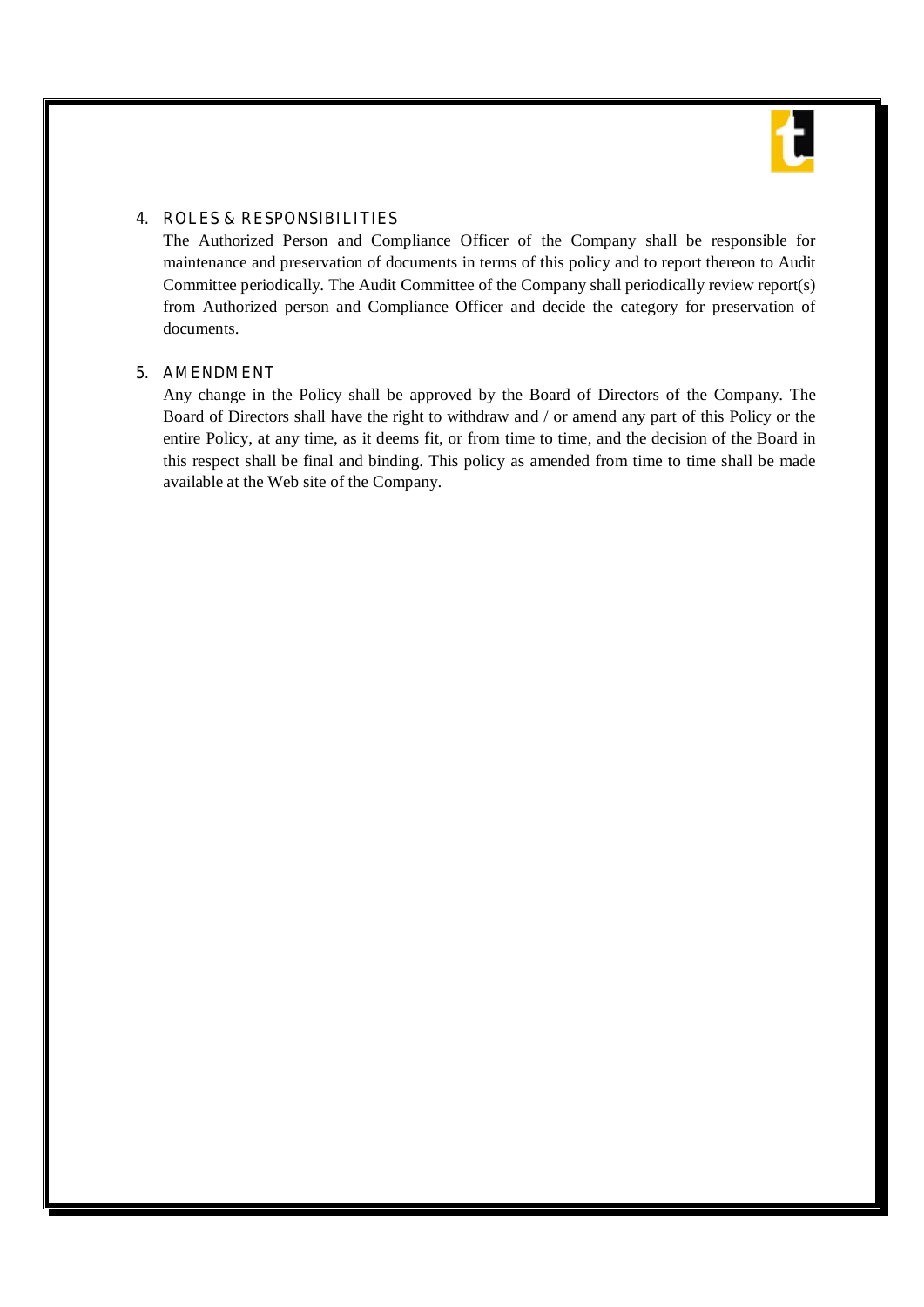## 4. ROLES & RESPONSIBILITIES

The Authorized Person and Compliance Officer of the Company shall be responsible for maintenance and preservation of documents in terms of this policy and to report thereon to Audit Committee periodically. The Audit Committee of the Company shall periodically review report(s) from Authorized person and Compliance Officer and decide the category for preservation of documents.

## 5. AMENDMENT

Any change in the Policy shall be approved by the Board of Directors of the Company. The Board of Directors shall have the right to withdraw and / or amend any part of this Policy or the entire Policy, at any time, as it deems fit, or from time to time, and the decision of the Board in this respect shall be final and binding. This policy as amended from time to time shall be made available at the Web site of the Company.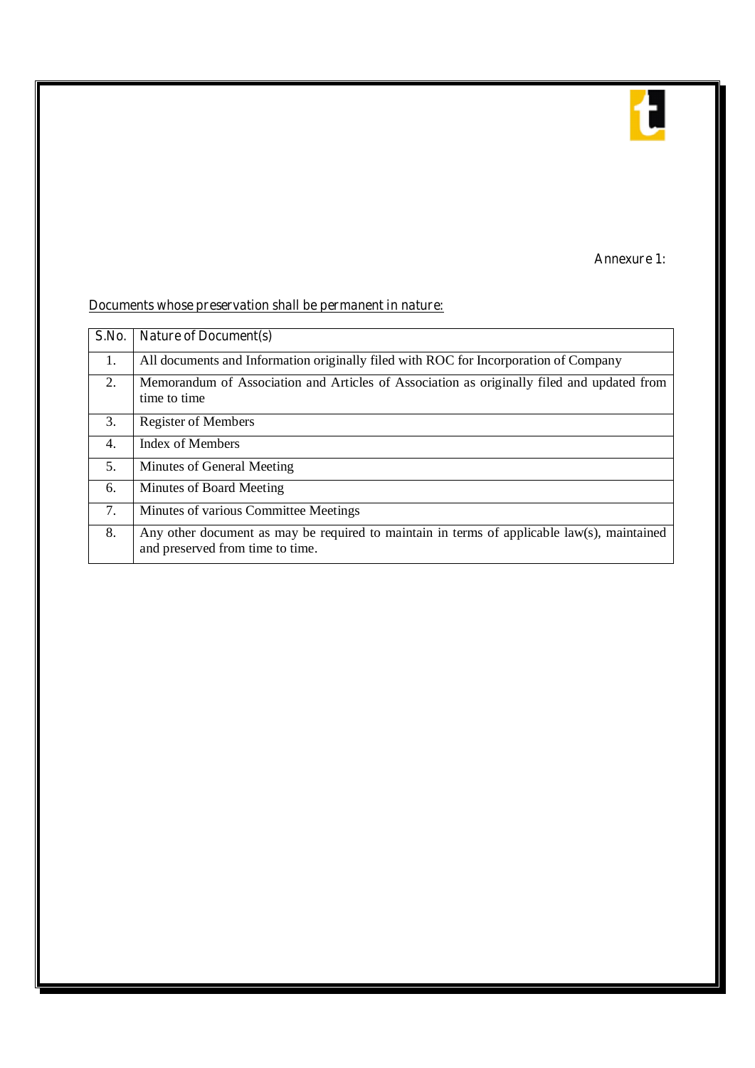Annexure 1:

<u>Documents whose preservation shall be permanent in nature:</u>

| S.No. | Nature of Document(s) |
|---|---|
| 1. | All documents and Information originally filed with ROC for Incorporation of Company |
| 2. | Memorandum of Association and Articles of Association as originally filed and updated from time to time |
| 3. | Register of Members |
| 4. | Index of Members |
| 5. | Minutes of General Meeting |
| 6. | Minutes of Board Meeting |
| 7. | Minutes of various Committee Meetings |
| 8. | Any other document as may be required to maintain in terms of applicable law(s), maintained and preserved from time to time. |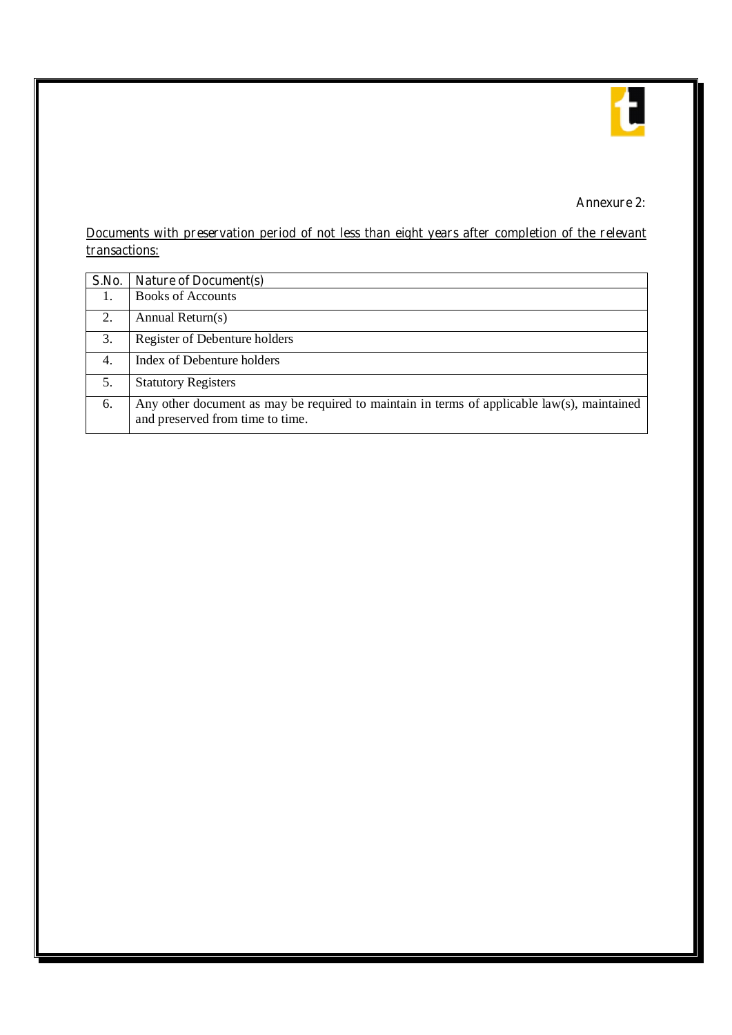Annexure 2:

<u>Documents with preservation period of not less than eight years after completion of the relevant transactions:</u>

| S.No. | Nature of Document(s) |
|---|---|
| 1. | Books of Accounts |
| 2. | Annual Return(s) |
| 3. | Register of Debenture holders |
| 4. | Index of Debenture holders |
| 5. | Statutory Registers |
| 6. | Any other document as may be required to maintain in terms of applicable law(s), maintained and preserved from time to time. |